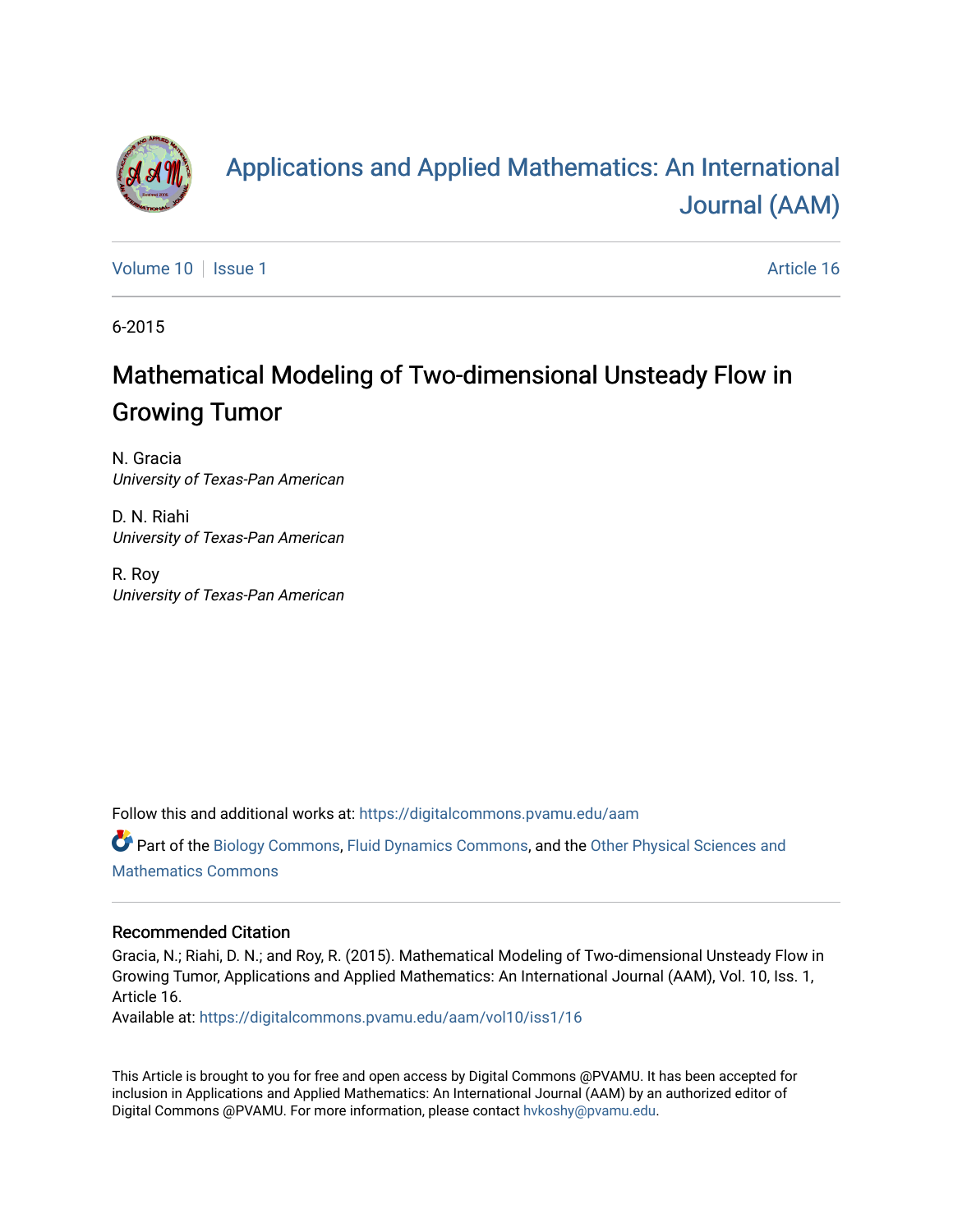# Applications and Applied Mathematics: An International Journal (AAM)

Volume 10 | Issue 1 | Article 16

6-2015

## Mathematical Modeling of Two-dimensional Unsteady Flow in Growing Tumor

N. Gracia
*University of Texas-Pan American*

D. N. Riahi
*University of Texas-Pan American*

R. Roy
*University of Texas-Pan American*

Follow this and additional works at: https://digitalcommons.pvamu.edu/aam

Part of the Biology Commons, Fluid Dynamics Commons, and the Other Physical Sciences and Mathematics Commons

### Recommended Citation

Gracia, N.; Riahi, D. N.; and Roy, R. (2015). Mathematical Modeling of Two-dimensional Unsteady Flow in Growing Tumor, Applications and Applied Mathematics: An International Journal (AAM), Vol. 10, Iss. 1, Article 16.
Available at: https://digitalcommons.pvamu.edu/aam/vol10/iss1/16

This Article is brought to you for free and open access by Digital Commons @PVAMU. It has been accepted for inclusion in Applications and Applied Mathematics: An International Journal (AAM) by an authorized editor of Digital Commons @PVAMU. For more information, please contact hvkoshy@pvamu.edu.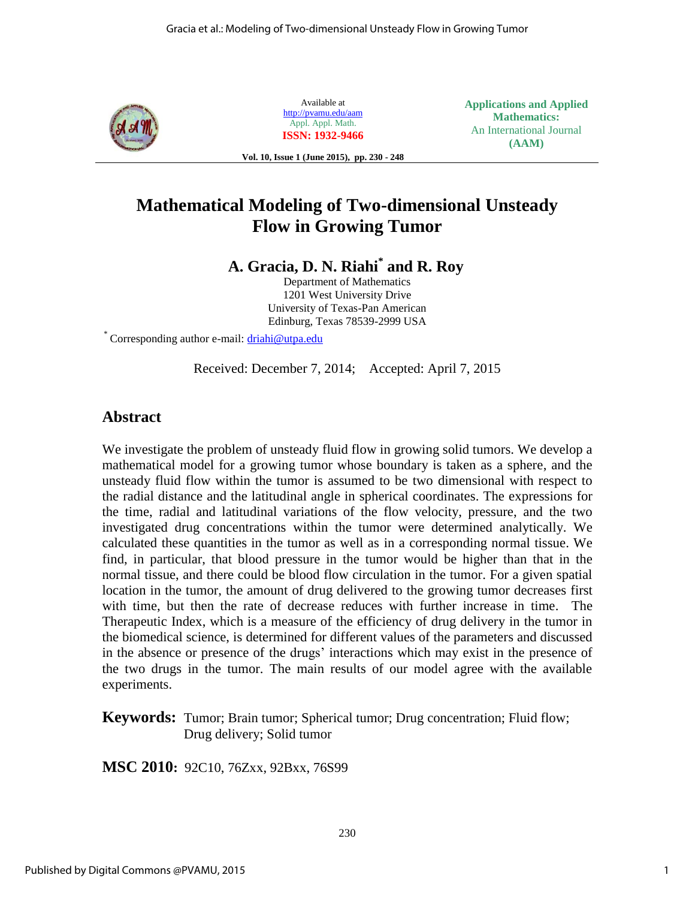# Mathematical Modeling of Two-dimensional Unsteady Flow in Growing Tumor

## A. Gracia, D. N. Riahi[*] and R. Roy

Department of Mathematics
1201 West University Drive
University of Texas-Pan American
Edinburg, Texas 78539-2999 USA

[*] Corresponding author e-mail: driahi@utpa.edu

Received: December 7, 2014; Accepted: April 7, 2015

## Abstract

We investigate the problem of unsteady fluid flow in growing solid tumors. We develop a mathematical model for a growing tumor whose boundary is taken as a sphere, and the unsteady fluid flow within the tumor is assumed to be two dimensional with respect to the radial distance and the latitudinal angle in spherical coordinates. The expressions for the time, radial and latitudinal variations of the flow velocity, pressure, and the two investigated drug concentrations within the tumor were determined analytically. We calculated these quantities in the tumor as well as in a corresponding normal tissue. We find, in particular, that blood pressure in the tumor would be higher than that in the normal tissue, and there could be blood flow circulation in the tumor. For a given spatial location in the tumor, the amount of drug delivered to the growing tumor decreases first with time, but then the rate of decrease reduces with further increase in time. The Therapeutic Index, which is a measure of the efficiency of drug delivery in the tumor in the biomedical science, is determined for different values of the parameters and discussed in the absence or presence of the drugs' interactions which may exist in the presence of the two drugs in the tumor. The main results of our model agree with the available experiments.

**Keywords:** Tumor; Brain tumor; Spherical tumor; Drug concentration; Fluid flow; Drug delivery; Solid tumor

**MSC 2010:** 92C10, 76Zxx, 92Bxx, 76S99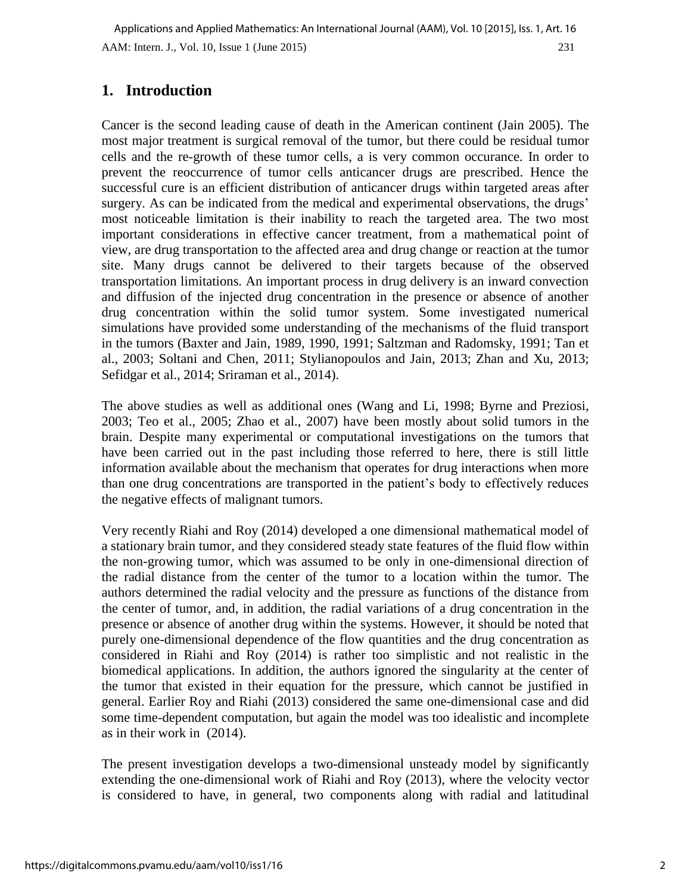## 1. Introduction

Cancer is the second leading cause of death in the American continent (Jain 2005). The most major treatment is surgical removal of the tumor, but there could be residual tumor cells and the re-growth of these tumor cells, a is very common occurance. In order to prevent the reoccurrence of tumor cells anticancer drugs are prescribed. Hence the successful cure is an efficient distribution of anticancer drugs within targeted areas after surgery. As can be indicated from the medical and experimental observations, the drugs' most noticeable limitation is their inability to reach the targeted area. The two most important considerations in effective cancer treatment, from a mathematical point of view, are drug transportation to the affected area and drug change or reaction at the tumor site. Many drugs cannot be delivered to their targets because of the observed transportation limitations. An important process in drug delivery is an inward convection and diffusion of the injected drug concentration in the presence or absence of another drug concentration within the solid tumor system. Some investigated numerical simulations have provided some understanding of the mechanisms of the fluid transport in the tumors (Baxter and Jain, 1989, 1990, 1991; Saltzman and Radomsky, 1991; Tan et al., 2003; Soltani and Chen, 2011; Stylianopoulos and Jain, 2013; Zhan and Xu, 2013; Sefidgar et al., 2014; Sriraman et al., 2014).

The above studies as well as additional ones (Wang and Li, 1998; Byrne and Preziosi, 2003; Teo et al., 2005; Zhao et al., 2007) have been mostly about solid tumors in the brain. Despite many experimental or computational investigations on the tumors that have been carried out in the past including those referred to here, there is still little information available about the mechanism that operates for drug interactions when more than one drug concentrations are transported in the patient's body to effectively reduces the negative effects of malignant tumors.

Very recently Riahi and Roy (2014) developed a one dimensional mathematical model of a stationary brain tumor, and they considered steady state features of the fluid flow within the non-growing tumor, which was assumed to be only in one-dimensional direction of the radial distance from the center of the tumor to a location within the tumor. The authors determined the radial velocity and the pressure as functions of the distance from the center of tumor, and, in addition, the radial variations of a drug concentration in the presence or absence of another drug within the systems. However, it should be noted that purely one-dimensional dependence of the flow quantities and the drug concentration as considered in Riahi and Roy (2014) is rather too simplistic and not realistic in the biomedical applications. In addition, the authors ignored the singularity at the center of the tumor that existed in their equation for the pressure, which cannot be justified in general. Earlier Roy and Riahi (2013) considered the same one-dimensional case and did some time-dependent computation, but again the model was too idealistic and incomplete as in their work in (2014).

The present investigation develops a two-dimensional unsteady model by significantly extending the one-dimensional work of Riahi and Roy (2013), where the velocity vector is considered to have, in general, two components along with radial and latitudinal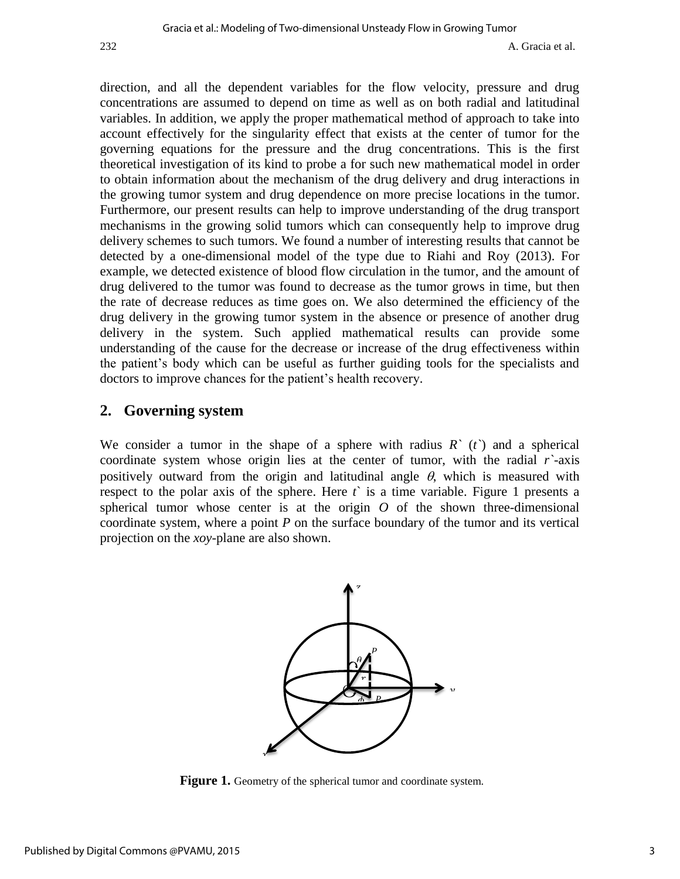direction, and all the dependent variables for the flow velocity, pressure and drug concentrations are assumed to depend on time as well as on both radial and latitudinal variables. In addition, we apply the proper mathematical method of approach to take into account effectively for the singularity effect that exists at the center of tumor for the governing equations for the pressure and the drug concentrations. This is the first theoretical investigation of its kind to probe a for such new mathematical model in order to obtain information about the mechanism of the drug delivery and drug interactions in the growing tumor system and drug dependence on more precise locations in the tumor. Furthermore, our present results can help to improve understanding of the drug transport mechanisms in the growing solid tumors which can consequently help to improve drug delivery schemes to such tumors. We found a number of interesting results that cannot be detected by a one-dimensional model of the type due to Riahi and Roy (2013). For example, we detected existence of blood flow circulation in the tumor, and the amount of drug delivered to the tumor was found to decrease as the tumor grows in time, but then the rate of decrease reduces as time goes on. We also determined the efficiency of the drug delivery in the growing tumor system in the absence or presence of another drug delivery in the system. Such applied mathematical results can provide some understanding of the cause for the decrease or increase of the drug effectiveness within the patient's body which can be useful as further guiding tools for the specialists and doctors to improve chances for the patient's health recovery.

## 2. Governing system

We consider a tumor in the shape of a sphere with radius $R`$ ($t`$) and a spherical coordinate system whose origin lies at the center of tumor, with the radial $r`$-axis positively outward from the origin and latitudinal angle $\theta$, which is measured with respect to the polar axis of the sphere. Here $t`$ is a time variable. Figure 1 presents a spherical tumor whose center is at the origin $O$ of the shown three-dimensional coordinate system, where a point $P$ on the surface boundary of the tumor and its vertical projection on the $xoy$-plane are also shown.

**Figure 1.** Geometry of the spherical tumor and coordinate system.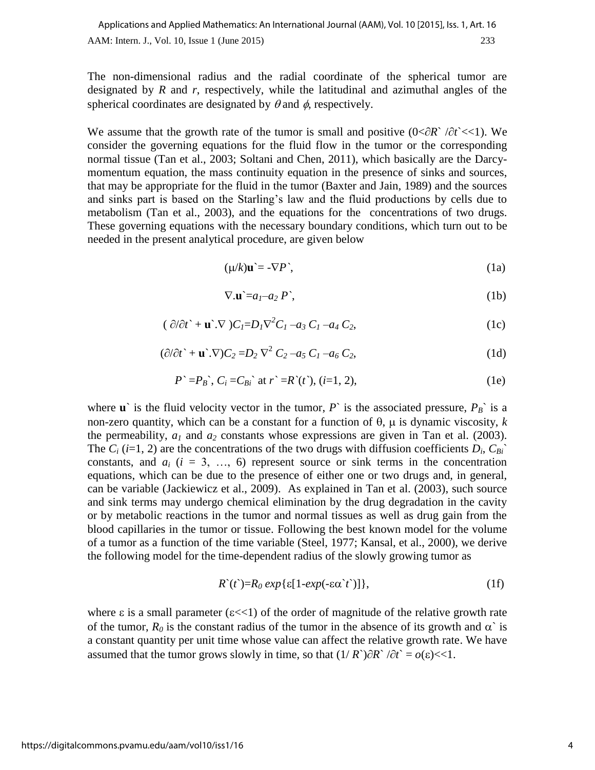The non-dimensional radius and the radial coordinate of the spherical tumor are designated by $R$ and $r$, respectively, while the latitudinal and azimuthal angles of the spherical coordinates are designated by $\theta$ and $\phi$, respectively.

We assume that the growth rate of the tumor is small and positive ($0<\partial R` /\partial t`<<1$). We consider the governing equations for the fluid flow in the tumor or the corresponding normal tissue (Tan et al., 2003; Soltani and Chen, 2011), which basically are the Darcy-momentum equation, the mass continuity equation in the presence of sinks and sources, that may be appropriate for the fluid in the tumor (Baxter and Jain, 1989) and the sources and sinks part is based on the Starling's law and the fluid productions by cells due to metabolism (Tan et al., 2003), and the equations for the concentrations of two drugs. These governing equations with the necessary boundary conditions, which turn out to be needed in the present analytical procedure, are given below

$$(\mu/k)\mathbf{u}` = -\nabla P`, \tag{1a}$$

$$\nabla.\mathbf{u}` = a_1 - a_2 P`, \tag{1b}$$

$$(\partial/\partial t` + \mathbf{u}`.\nabla)C_1 = D_1 \nabla^2 C_1 - a_3 C_1 - a_4 C_2, \tag{1c}$$

$$(\partial/\partial t` + \mathbf{u}`.\nabla)C_2 = D_2 \nabla^2 C_2 - a_5 C_1 - a_6 C_2, \tag{1d}$$

$$P` = P_B`,\ C_i = C_{Bi}` \text{ at } r` = R`(t`),\ (i=1, 2), \tag{1e}$$

where $\mathbf{u}`$ is the fluid velocity vector in the tumor, $P`$ is the associated pressure, $P_B`$ is a non-zero quantity, which can be a constant for a function of $\theta$, $\mu$ is dynamic viscosity, $k$ the permeability, $a_1$ and $a_2$ constants whose expressions are given in Tan et al. (2003). The $C_i$ ($i$=1, 2) are the concentrations of the two drugs with diffusion coefficients $D_i$, $C_{Bi}`$ constants, and $a_i$ ($i$ = 3, …, 6) represent source or sink terms in the concentration equations, which can be due to the presence of either one or two drugs and, in general, can be variable (Jackiewicz et al., 2009). As explained in Tan et al. (2003), such source and sink terms may undergo chemical elimination by the drug degradation in the cavity or by metabolic reactions in the tumor and normal tissues as well as drug gain from the blood capillaries in the tumor or tissue. Following the best known model for the volume of a tumor as a function of the time variable (Steel, 1977; Kansal, et al., 2000), we derive the following model for the time-dependent radius of the slowly growing tumor as

$$R`(t`) = R_0 \exp\{\varepsilon[1-\exp(-\varepsilon\alpha` t`)]\}, \tag{1f}$$

where $\varepsilon$ is a small parameter ($\varepsilon<<1$) of the order of magnitude of the relative growth rate of the tumor, $R_0$ is the constant radius of the tumor in the absence of its growth and $\alpha`$ is a constant quantity per unit time whose value can affect the relative growth rate. We have assumed that the tumor grows slowly in time, so that $(1/ R`)\partial R` /\partial t` = o(\varepsilon)<<1$.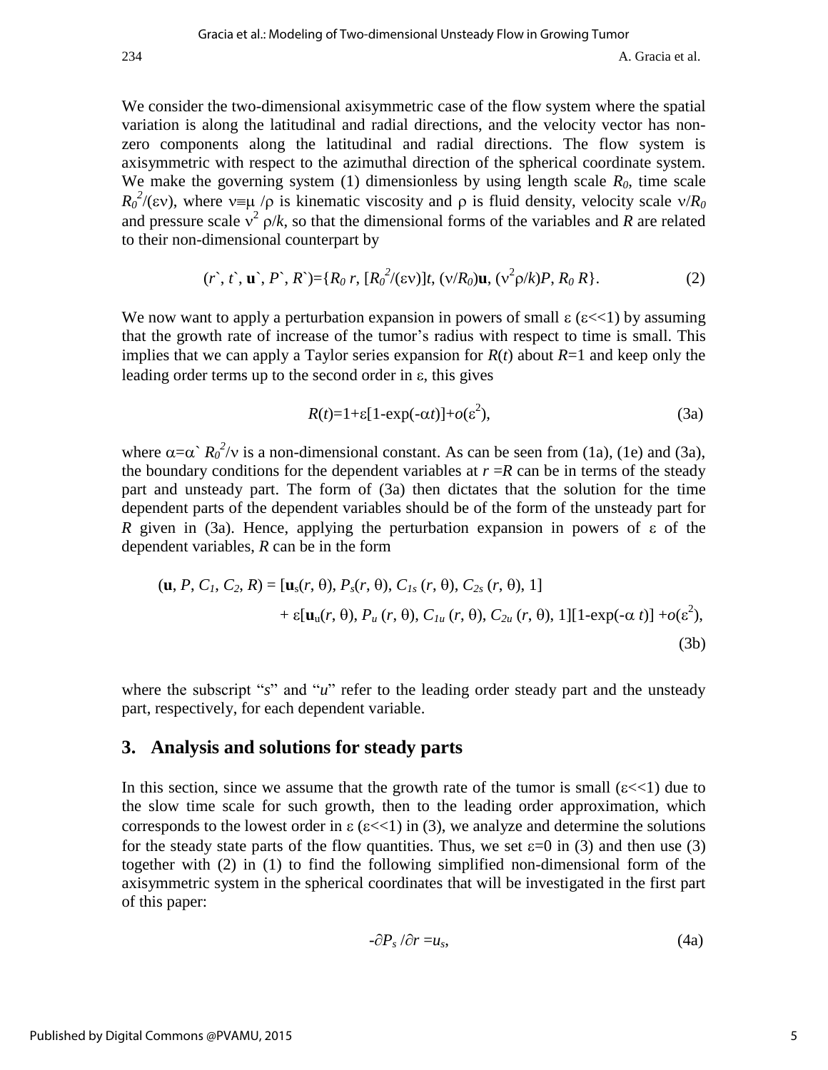We consider the two-dimensional axisymmetric case of the flow system where the spatial variation is along the latitudinal and radial directions, and the velocity vector has non-zero components along the latitudinal and radial directions. The flow system is axisymmetric with respect to the azimuthal direction of the spherical coordinate system. We make the governing system (1) dimensionless by using length scale $R_0$, time scale $R_0^2/(\varepsilon\nu)$, where $\nu\equiv\mu/\rho$ is kinematic viscosity and $\rho$ is fluid density, velocity scale $\nu/R_0$ and pressure scale $\nu^2\rho/k$, so that the dimensional forms of the variables and $R$ are related to their non-dimensional counterpart by

$$(r`, t`, \mathbf{u}`, P`, R`)=\{R_0\, r, [R_0^2/(\varepsilon\nu)]t, (\nu/R_0)\mathbf{u}, (\nu^2\rho/k)P, R_0\, R\}. \tag{2}$$

We now want to apply a perturbation expansion in powers of small $\varepsilon$ ($\varepsilon$<<1) by assuming that the growth rate of increase of the tumor's radius with respect to time is small. This implies that we can apply a Taylor series expansion for $R(t)$ about $R$=1 and keep only the leading order terms up to the second order in $\varepsilon$, this gives

$$R(t)=1+\varepsilon[1\text{-}\exp(-\alpha t)]+o(\varepsilon^2), \tag{3a}$$

where $\alpha=\alpha`\, R_0^2/\nu$ is a non-dimensional constant. As can be seen from (1a), (1e) and (3a), the boundary conditions for the dependent variables at $r=R$ can be in terms of the steady part and unsteady part. The form of (3a) then dictates that the solution for the time dependent parts of the dependent variables should be of the form of the unsteady part for $R$ given in (3a). Hence, applying the perturbation expansion in powers of $\varepsilon$ of the dependent variables, $R$ can be in the form

$$(\mathbf{u}, P, C_1, C_2, R) = [\mathbf{u}_s(r, \theta), P_s(r, \theta), C_{1s}(r, \theta), C_{2s}(r, \theta), 1] + \varepsilon[\mathbf{u}_u(r, \theta), P_u(r, \theta), C_{1u}(r, \theta), C_{2u}(r, \theta), 1][1\text{-}\exp(-\alpha t)] + o(\varepsilon^2), \tag{3b}$$

where the subscript "$s$" and "$u$" refer to the leading order steady part and the unsteady part, respectively, for each dependent variable.

## 3. Analysis and solutions for steady parts

In this section, since we assume that the growth rate of the tumor is small ($\varepsilon$<<1) due to the slow time scale for such growth, then to the leading order approximation, which corresponds to the lowest order in $\varepsilon$ ($\varepsilon$<<1) in (3), we analyze and determine the solutions for the steady state parts of the flow quantities. Thus, we set $\varepsilon$=0 in (3) and then use (3) together with (2) in (1) to find the following simplified non-dimensional form of the axisymmetric system in the spherical coordinates that will be investigated in the first part of this paper:

$$-\partial P_s/\partial r = u_s, \tag{4a}$$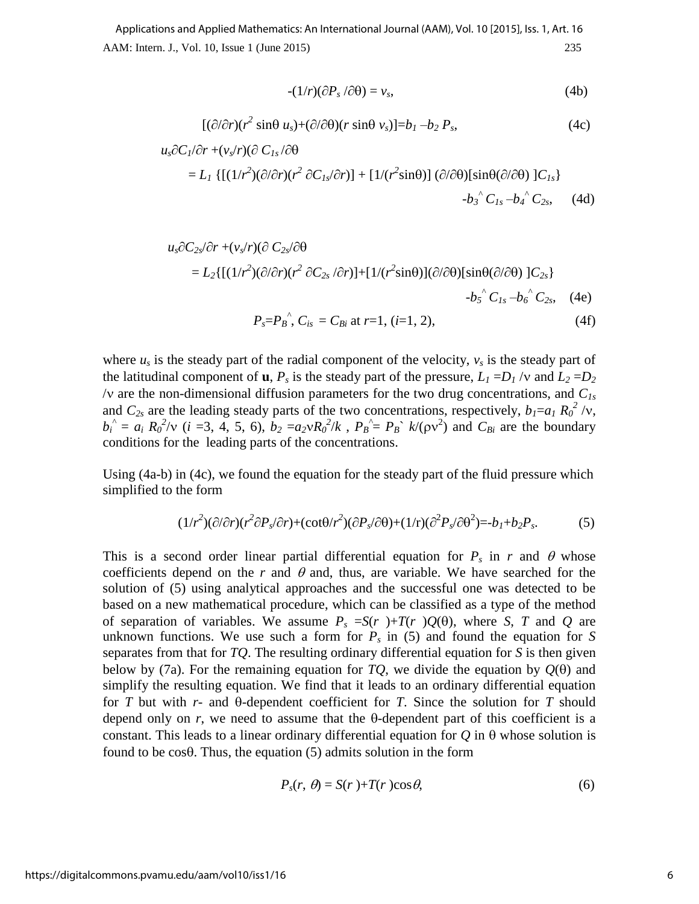$$-(1/r)(\partial P_s / \partial \theta) = v_s, \tag{4b}$$

$$[(\partial/\partial r)(r^2 \sin\theta\, u_s)+(\partial/\partial\theta)(r \sin\theta\, v_s)]=b_1 - b_2 P_s, \tag{4c}$$

$$u_s \partial C_1/\partial r + (v_s/r)(\partial C_{1s}/\partial\theta$$
$$= L_1 \{[(1/r^2)(\partial/\partial r)(r^2 \partial C_{1s}/\partial r)] + [1/(r^2 \sin\theta)] (\partial/\partial\theta)[\sin\theta(\partial/\partial\theta)] C_{1s}\}$$
$$-b_3^{\wedge} C_{1s} - b_4^{\wedge} C_{2s}, \tag{4d}$$

$$u_s \partial C_{2s}/\partial r + (v_s/r)(\partial C_{2s}/\partial\theta$$
$$= L_2\{[(1/r^2)(\partial/\partial r)(r^2 \partial C_{2s}/\partial r)]+[1/(r^2 \sin\theta)](\partial/\partial\theta)[\sin\theta(\partial/\partial\theta)] C_{2s}\}$$
$$-b_5^{\wedge} C_{1s} - b_6^{\wedge} C_{2s}, \tag{4e}$$

$$P_s = P_B^{\wedge},\ C_{is} = C_{Bi} \text{ at } r=1, (i=1, 2), \tag{4f}$$

where $u_s$ is the steady part of the radial component of the velocity, $v_s$ is the steady part of the latitudinal component of **u**, $P_s$ is the steady part of the pressure, $L_1 = D_1/\nu$ and $L_2 = D_2/\nu$ are the non-dimensional diffusion parameters for the two drug concentrations, and $C_{1s}$ and $C_{2s}$ are the leading steady parts of the two concentrations, respectively, $b_1 = a_1 R_0^2/\nu$, $b_i^{\wedge} = a_i R_0^2/\nu$ ($i$ =3, 4, 5, 6), $b_2 = a_2 \nu R_0^2/k$ , $P_B^{\wedge} = P_B` k/(\rho\nu^2)$ and $C_{Bi}$ are the boundary conditions for the leading parts of the concentrations.

Using (4a-b) in (4c), we found the equation for the steady part of the fluid pressure which simplified to the form

$$(1/r^2)(\partial/\partial r)(r^2 \partial P_s/\partial r)+(\cot\theta/r^2)(\partial P_s/\partial\theta)+(1/r)(\partial^2 P_s/\partial\theta^2)=-b_1+b_2 P_s. \tag{5}$$

This is a second order linear partial differential equation for $P_s$ in $r$ and $\theta$ whose coefficients depend on the $r$ and $\theta$ and, thus, are variable. We have searched for the solution of (5) using analytical approaches and the successful one was detected to be based on a new mathematical procedure, which can be classified as a type of the method of separation of variables. We assume $P_s = S(r) + T(r)Q(\theta)$, where $S$, $T$ and $Q$ are unknown functions. We use such a form for $P_s$ in (5) and found the equation for $S$ separates from that for $TQ$. The resulting ordinary differential equation for $S$ is then given below by (7a). For the remaining equation for $TQ$, we divide the equation by $Q(\theta)$ and simplify the resulting equation. We find that it leads to an ordinary differential equation for $T$ but with $r$- and $\theta$-dependent coefficient for $T$. Since the solution for $T$ should depend only on $r$, we need to assume that the $\theta$-dependent part of this coefficient is a constant. This leads to a linear ordinary differential equation for $Q$ in $\theta$ whose solution is found to be $\cos\theta$. Thus, the equation (5) admits solution in the form

$$P_s(r, \theta) = S(r) + T(r)\cos\theta, \tag{6}$$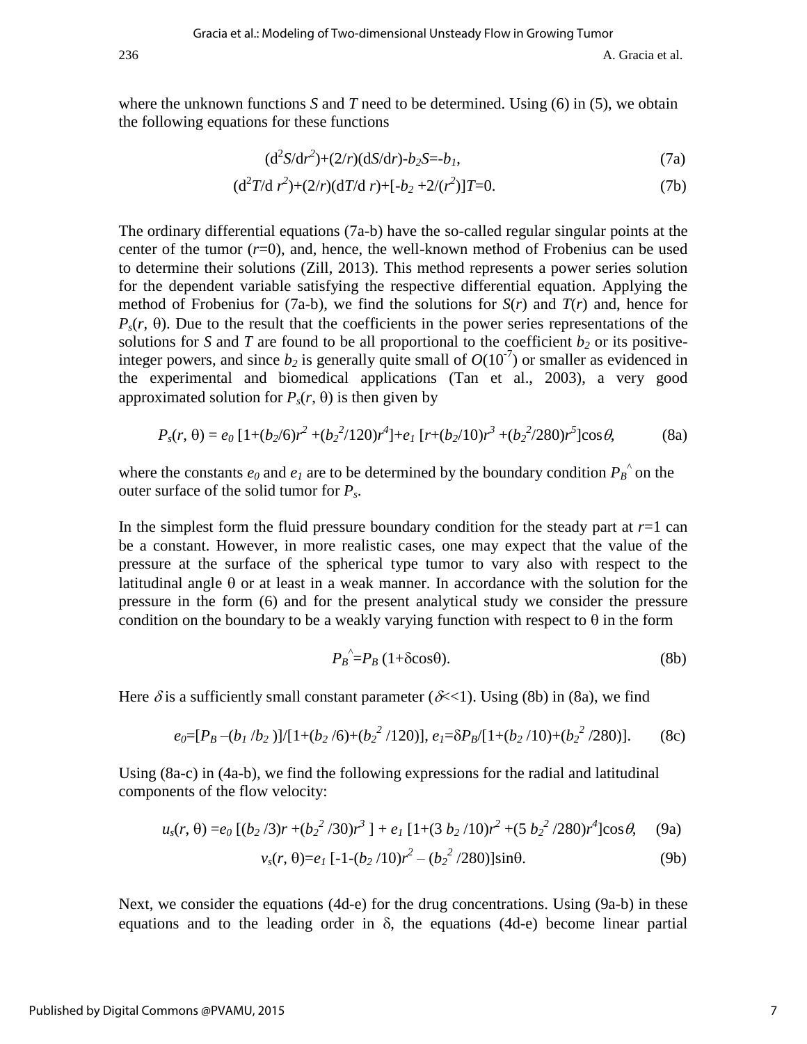where the unknown functions $S$ and $T$ need to be determined. Using (6) in (5), we obtain the following equations for these functions

$$(d^2S/dr^2)+(2/r)(dS/dr)-b_2S=-b_1, \tag{7a}$$

$$(d^2T/d\,r^2)+(2/r)(dT/d\,r)+[-b_2+2/(r^2)]T=0. \tag{7b}$$

The ordinary differential equations (7a-b) have the so-called regular singular points at the center of the tumor ($r$=0), and, hence, the well-known method of Frobenius can be used to determine their solutions (Zill, 2013). This method represents a power series solution for the dependent variable satisfying the respective differential equation. Applying the method of Frobenius for (7a-b), we find the solutions for $S(r)$ and $T(r)$ and, hence for $P_s(r, \theta)$. Due to the result that the coefficients in the power series representations of the solutions for $S$ and $T$ are found to be all proportional to the coefficient $b_2$ or its positive-integer powers, and since $b_2$ is generally quite small of $O(10^{-7})$ or smaller as evidenced in the experimental and biomedical applications (Tan et al., 2003), a very good approximated solution for $P_s(r, \theta)$ is then given by

$$P_s(r,\theta) = e_0\,[1+(b_2/6)r^2+(b_2^2/120)r^4]+e_1\,[r+(b_2/10)r^3+(b_2^2/280)r^5]\cos\theta, \tag{8a}$$

where the constants $e_0$ and $e_1$ are to be determined by the boundary condition $P_B^{\wedge}$ on the outer surface of the solid tumor for $P_s$.

In the simplest form the fluid pressure boundary condition for the steady part at $r$=1 can be a constant. However, in more realistic cases, one may expect that the value of the pressure at the surface of the spherical type tumor to vary also with respect to the latitudinal angle $\theta$ or at least in a weak manner. In accordance with the solution for the pressure in the form (6) and for the present analytical study we consider the pressure condition on the boundary to be a weakly varying function with respect to $\theta$ in the form

$$P_B^{\wedge}=P_B\,(1+\delta\cos\theta). \tag{8b}$$

Here $\delta$ is a sufficiently small constant parameter ($\delta$<<1). Using (8b) in (8a), we find

$$e_0=[P_B-(b_1/b_2)]/[1+(b_2/6)+(b_2^2/120)],\; e_1=\delta P_B/[1+(b_2/10)+(b_2^2/280)]. \tag{8c}$$

Using (8a-c) in (4a-b), we find the following expressions for the radial and latitudinal components of the flow velocity:

$$u_s(r,\theta)=e_0\,[(b_2/3)r+(b_2^2/30)r^3]+e_1\,[1+(3\,b_2/10)r^2+(5\,b_2^2/280)r^4]\cos\theta, \tag{9a}$$

$$v_s(r,\theta)=e_1\,[-1-(b_2/10)r^2-(b_2^2/280)]\sin\theta. \tag{9b}$$

Next, we consider the equations (4d-e) for the drug concentrations. Using (9a-b) in these equations and to the leading order in $\delta$, the equations (4d-e) become linear partial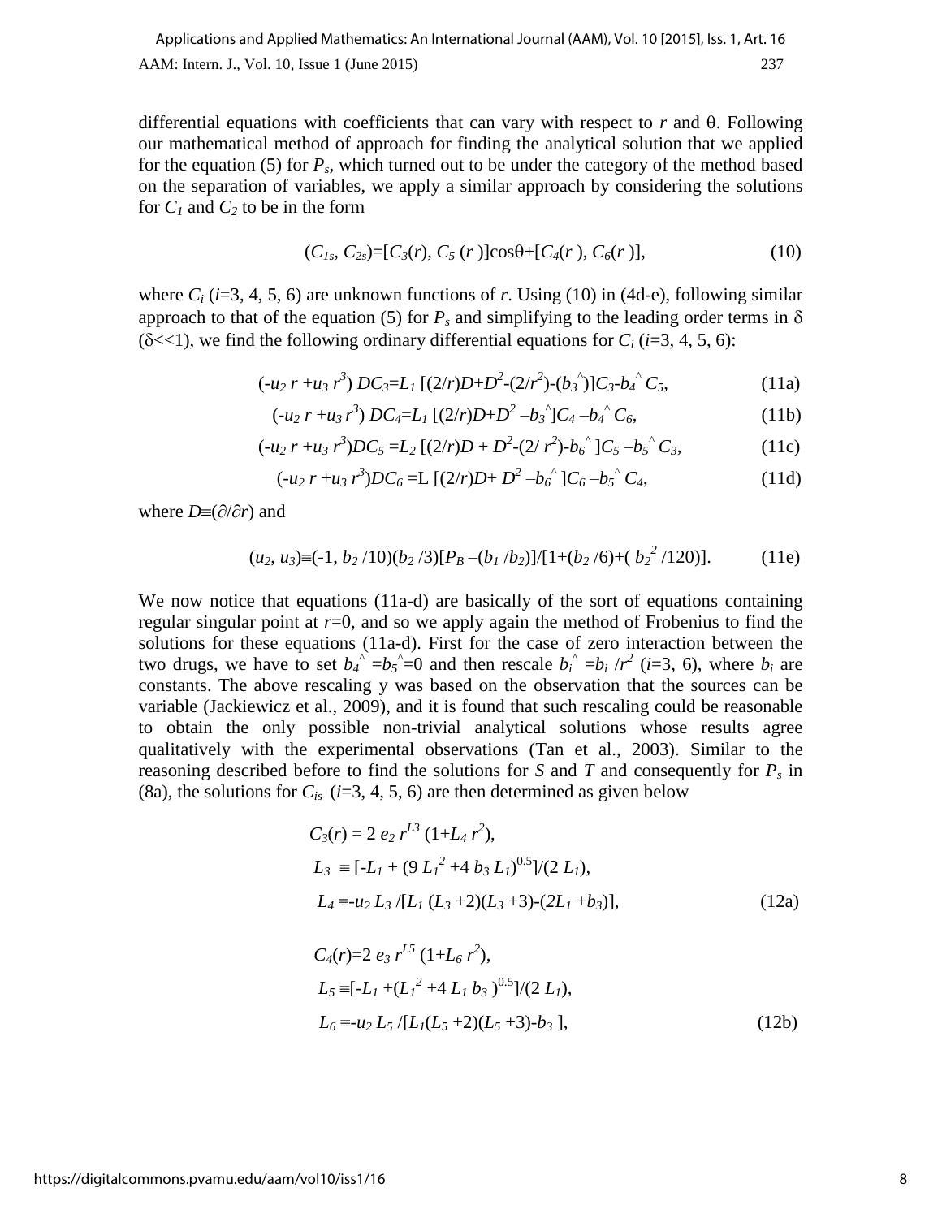differential equations with coefficients that can vary with respect to $r$ and $\theta$. Following our mathematical method of approach for finding the analytical solution that we applied for the equation (5) for $P_s$, which turned out to be under the category of the method based on the separation of variables, we apply a similar approach by considering the solutions for $C_1$ and $C_2$ to be in the form

$$(C_{1s}, C_{2s})=[C_3(r), C_5(r)]\cos\theta+[C_4(r), C_6(r)], \tag{10}$$

where $C_i$ ($i$=3, 4, 5, 6) are unknown functions of $r$. Using (10) in (4d-e), following similar approach to that of the equation (5) for $P_s$ and simplifying to the leading order terms in $\delta$ ($\delta$<<1), we find the following ordinary differential equations for $C_i$ ($i$=3, 4, 5, 6):

$$(-u_2\, r + u_3\, r^3)\, DC_3 = L_1\, [(2/r)D+D^2-(2/r^2)-(b_3^{\wedge})]C_3 - b_4^{\wedge}\, C_5, \tag{11a}$$

$$(-u_2\, r + u_3\, r^3)\, DC_4 = L_1\, [(2/r)D+D^2 - b_3^{\wedge}]C_4 - b_4^{\wedge}\, C_6, \tag{11b}$$

$$(-u_2\, r + u_3\, r^3) DC_5 = L_2\, [(2/r)D + D^2-(2/ r^2)-b_6^{\wedge}]C_5 - b_5^{\wedge}\, C_3, \tag{11c}$$

$$(-u_2\, r + u_3\, r^3) DC_6 = L\, [(2/r)D+ D^2 - b_6^{\wedge}]C_6 - b_5^{\wedge}\, C_4, \tag{11d}$$

where $D\equiv(\partial/\partial r)$ and

$$(u_2, u_3)\equiv(-1, b_2/10)(b_2/3)[P_B-(b_1/b_2)]/[1+(b_2/6)+(b_2^2/120)]. \tag{11e}$$

We now notice that equations (11a-d) are basically of the sort of equations containing regular singular point at $r$=0, and so we apply again the method of Frobenius to find the solutions for these equations (11a-d). First for the case of zero interaction between the two drugs, we have to set $b_4^{\wedge}=b_5^{\wedge}=0$ and then rescale $b_i^{\wedge}=b_i/r^2$ ($i$=3, 6), where $b_i$ are constants. The above rescaling y was based on the observation that the sources can be variable (Jackiewicz et al., 2009), and it is found that such rescaling could be reasonable to obtain the only possible non-trivial analytical solutions whose results agree qualitatively with the experimental observations (Tan et al., 2003). Similar to the reasoning described before to find the solutions for $S$ and $T$ and consequently for $P_s$ in (8a), the solutions for $C_{is}$ ($i$=3, 4, 5, 6) are then determined as given below

$$\begin{aligned} &C_3(r) = 2\, e_2\, r^{L3}\, (1+L_4\, r^2),\\ &L_3 \equiv [-L_1 + (9\, L_1^2 + 4\, b_3\, L_1)^{0.5}]/(2\, L_1),\\ &L_4 \equiv -u_2\, L_3 /[L_1\, (L_3 +2)(L_3 +3)-(2L_1 + b_3)], \end{aligned} \tag{12a}$$

$$\begin{aligned} &C_4(r)=2\, e_3\, r^{L5}\, (1+L_6\, r^2),\\ &L_5 \equiv [-L_1 + (L_1^2 + 4\, L_1\, b_3)^{0.5}]/(2\, L_1),\\ &L_6 \equiv -u_2\, L_5 /[L_1(L_5 +2)(L_5 +3)-b_3], \end{aligned} \tag{12b}$$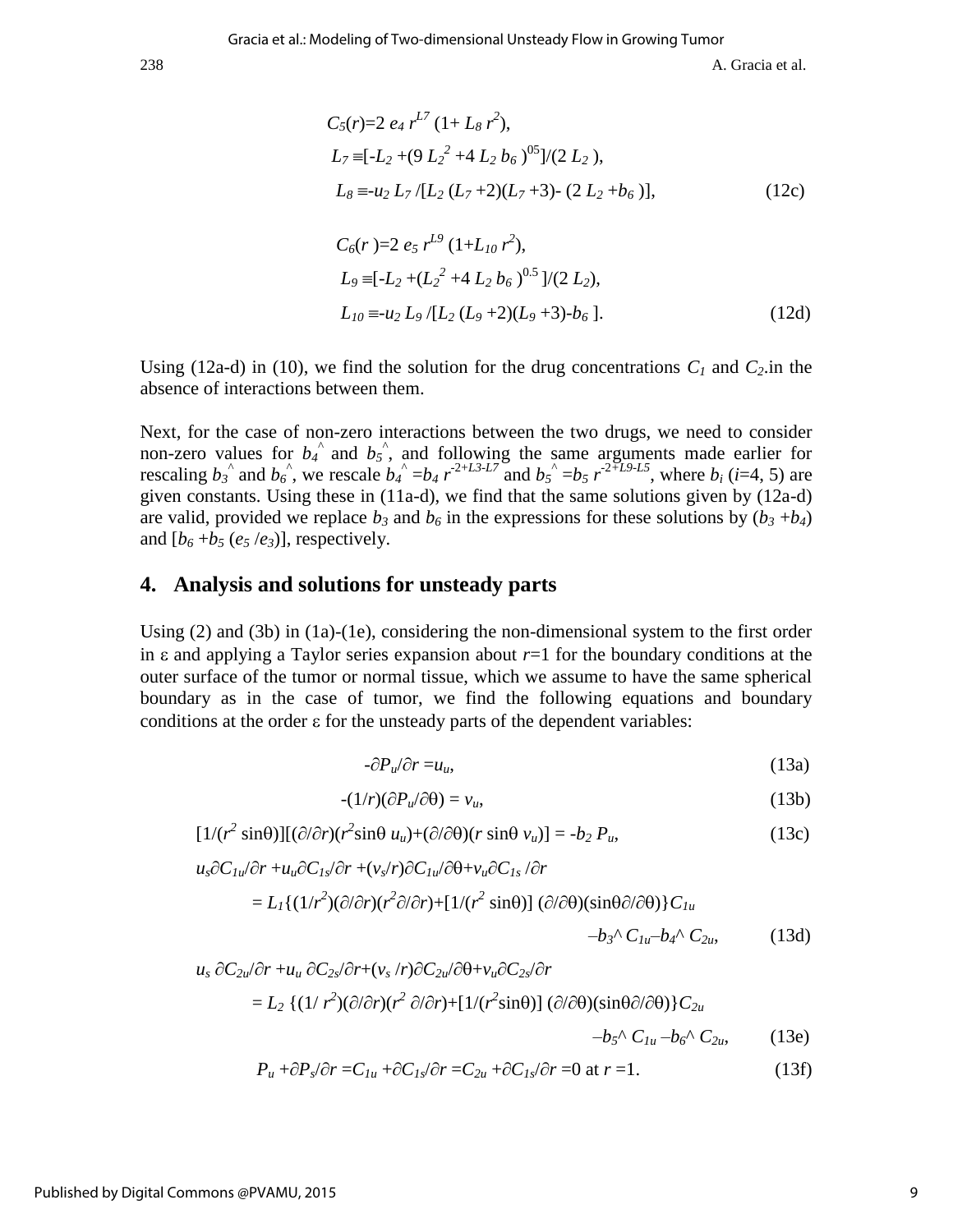$$C_5(r)=2\, e_4\, r^{L7}\,(1+ L_8\, r^2),$$

$$L_7 \equiv [-L_2 +(9\, L_2^{\,2} +4\, L_2\, b_6\,)^{05}]/(2\, L_2\,),$$

$$L_8 \equiv -u_2\, L_7\, /[L_2\,(L_7 +2)(L_7 +3)-\,(2\, L_2 +b_6\,)], \tag{12c}$$

$$C_6(r\,)=2\, e_5\, r^{L9}\,(1+L_{10}\, r^2),$$

$$L_9 \equiv [-L_2 +(L_2^{\,2} +4\, L_2\, b_6\,)^{0.5}\,]/(2\, L_2),$$

$$L_{10} \equiv -u_2\, L_9\, /[L_2\,(L_9 +2)(L_9 +3)-b_6\,]. \tag{12d}$$

Using (12a-d) in (10), we find the solution for the drug concentrations $C_1$ and $C_2$.in the absence of interactions between them.

Next, for the case of non-zero interactions between the two drugs, we need to consider non-zero values for $b_4^{\wedge}$ and $b_5^{\wedge}$, and following the same arguments made earlier for rescaling $b_3^{\wedge}$ and $b_6^{\wedge}$, we rescale $b_4^{\wedge} = b_4\, r^{-2+L3-L7}$ and $b_5^{\wedge} = b_5\, r^{-2+L9-L5}$, where $b_i$ ($i$=4, 5) are given constants. Using these in (11a-d), we find that the same solutions given by (12a-d) are valid, provided we replace $b_3$ and $b_6$ in the expressions for these solutions by $(b_3 + b_4)$ and $[b_6 + b_5\,(e_5\,/e_3)]$, respectively.

## 4. Analysis and solutions for unsteady parts

Using (2) and (3b) in (1a)-(1e), considering the non-dimensional system to the first order in $\varepsilon$ and applying a Taylor series expansion about $r$=1 for the boundary conditions at the outer surface of the tumor or normal tissue, which we assume to have the same spherical boundary as in the case of tumor, we find the following equations and boundary conditions at the order $\varepsilon$ for the unsteady parts of the dependent variables:

$$-\partial P_u/\partial r = u_u, \tag{13a}$$

$$-(1/r)(\partial P_u/\partial \theta) = v_u, \tag{13b}$$

$$[1/(r^2 \sin\theta)][(\partial/\partial r)(r^2 \sin\theta\, u_u)+(\partial/\partial\theta)(r \sin\theta\, v_u)] = -b_2\, P_u, \tag{13c}$$

$$u_s\partial C_{1u}/\partial r + u_u\partial C_{1s}/\partial r + (v_s/r)\partial C_{1u}/\partial\theta + v_u\partial C_{1s}/\partial r$$
$$= L_1\{(1/r^2)(\partial/\partial r)(r^2\partial/\partial r)+[1/(r^2 \sin\theta)]\,(\partial/\partial\theta)(\sin\theta\partial/\partial\theta)\}C_{1u}$$
$$-b_3^{\wedge}\, C_{1u} - b_4^{\wedge}\, C_{2u}, \tag{13d}$$

$$u_s\, \partial C_{2u}/\partial r + u_u\, \partial C_{2s}/\partial r + (v_s\,/r)\partial C_{2u}/\partial\theta + v_u\partial C_{2s}/\partial r$$
$$= L_2\,\{(1/\, r^2)(\partial/\partial r)(r^2\, \partial/\partial r)+[1/(r^2\sin\theta)]\,(\partial/\partial\theta)(\sin\theta\partial/\partial\theta)\}C_{2u}$$
$$-b_5^{\wedge}\, C_{1u} - b_6^{\wedge}\, C_{2u}, \tag{13e}$$

$$P_u + \partial P_s/\partial r = C_{1u} + \partial C_{1s}/\partial r = C_{2u} + \partial C_{1s}/\partial r = 0 \text{ at } r=1. \tag{13f}$$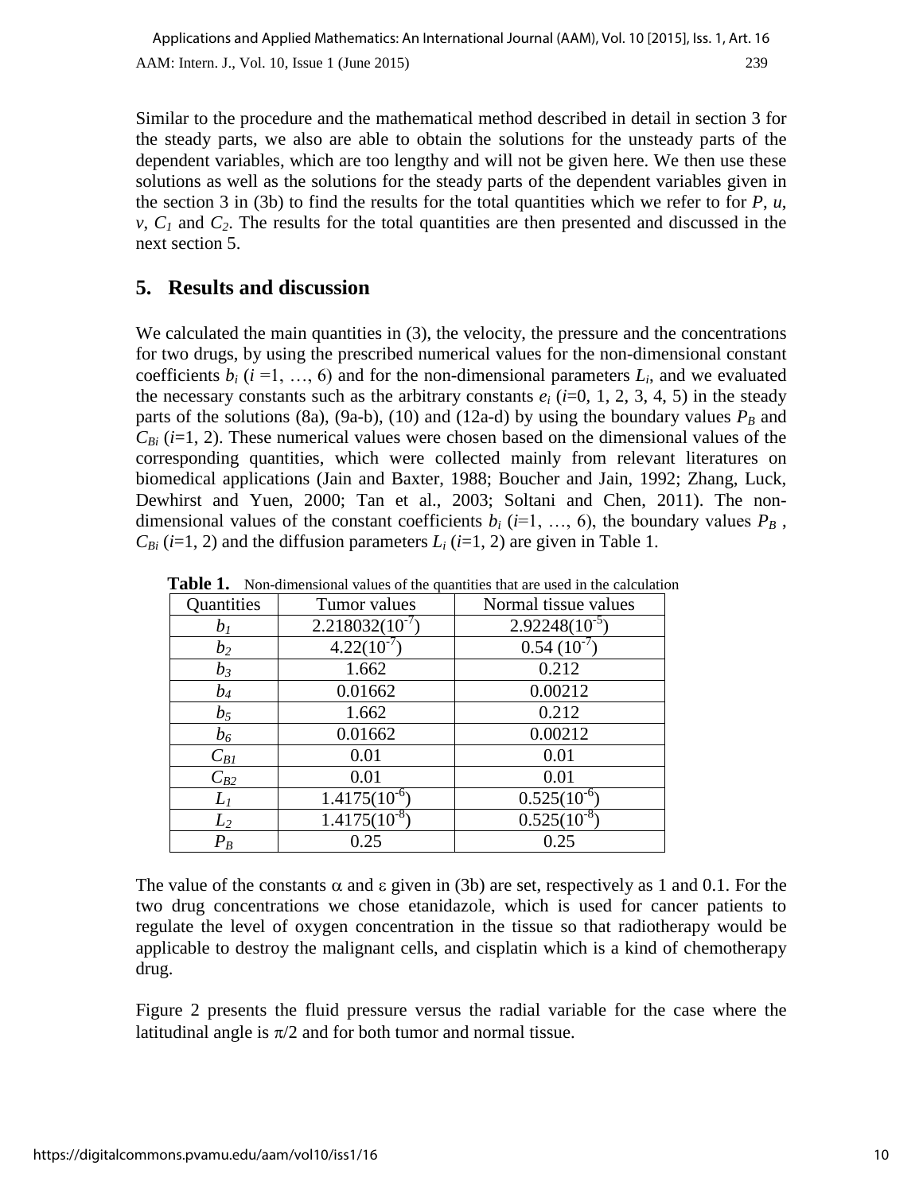Similar to the procedure and the mathematical method described in detail in section 3 for the steady parts, we also are able to obtain the solutions for the unsteady parts of the dependent variables, which are too lengthy and will not be given here. We then use these solutions as well as the solutions for the steady parts of the dependent variables given in the section 3 in (3b) to find the results for the total quantities which we refer to for $P$, $u$, $v$, $C_1$ and $C_2$. The results for the total quantities are then presented and discussed in the next section 5.

## 5. Results and discussion

We calculated the main quantities in (3), the velocity, the pressure and the concentrations for two drugs, by using the prescribed numerical values for the non-dimensional constant coefficients $b_i$ ($i$ =1, …, 6) and for the non-dimensional parameters $L_i$, and we evaluated the necessary constants such as the arbitrary constants $e_i$ ($i$=0, 1, 2, 3, 4, 5) in the steady parts of the solutions (8a), (9a-b), (10) and (12a-d) by using the boundary values $P_B$ and $C_{Bi}$ ($i$=1, 2). These numerical values were chosen based on the dimensional values of the corresponding quantities, which were collected mainly from relevant literatures on biomedical applications (Jain and Baxter, 1988; Boucher and Jain, 1992; Zhang, Luck, Dewhirst and Yuen, 2000; Tan et al., 2003; Soltani and Chen, 2011). The non-dimensional values of the constant coefficients $b_i$ ($i$=1, …, 6), the boundary values $P_B$ , $C_{Bi}$ ($i$=1, 2) and the diffusion parameters $L_i$ ($i$=1, 2) are given in Table 1.

**Table 1.** Non-dimensional values of the quantities that are used in the calculation

| Quantities | Tumor values | Normal tissue values |
|---|---|---|
| $b_1$ | $2.218032(10^{-7})$ | $2.92248(10^{-5})$ |
| $b_2$ | $4.22(10^{-7})$ | $0.54\ (10^{-7})$ |
| $b_3$ | 1.662 | 0.212 |
| $b_4$ | 0.01662 | 0.00212 |
| $b_5$ | 1.662 | 0.212 |
| $b_6$ | 0.01662 | 0.00212 |
| $C_{B1}$ | 0.01 | 0.01 |
| $C_{B2}$ | 0.01 | 0.01 |
| $L_1$ | $1.4175(10^{-6})$ | $0.525(10^{-6})$ |
| $L_2$ | $1.4175(10^{-8})$ | $0.525(10^{-8})$ |
| $P_B$ | 0.25 | 0.25 |

The value of the constants $\alpha$ and $\varepsilon$ given in (3b) are set, respectively as 1 and 0.1. For the two drug concentrations we chose etanidazole, which is used for cancer patients to regulate the level of oxygen concentration in the tissue so that radiotherapy would be applicable to destroy the malignant cells, and cisplatin which is a kind of chemotherapy drug.

Figure 2 presents the fluid pressure versus the radial variable for the case where the latitudinal angle is $\pi/2$ and for both tumor and normal tissue.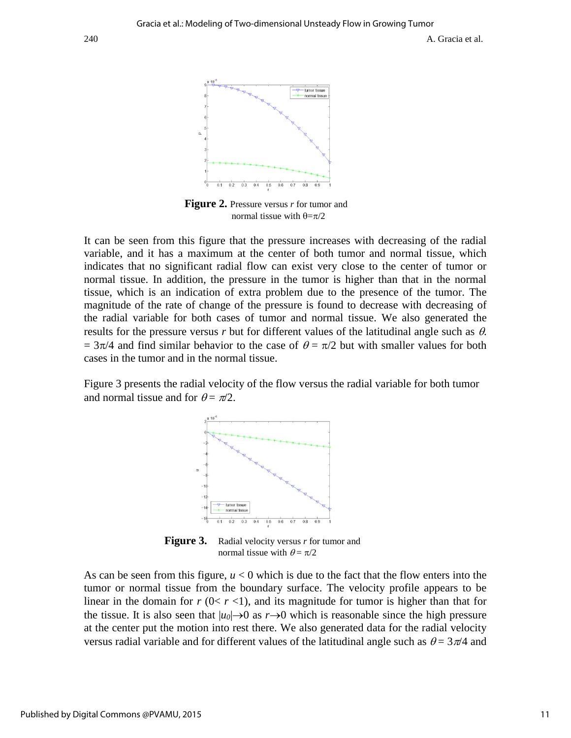**Figure 2.** Pressure versus $r$ for tumor and normal tissue with $\theta=\pi/2$

It can be seen from this figure that the pressure increases with decreasing of the radial variable, and it has a maximum at the center of both tumor and normal tissue, which indicates that no significant radial flow can exist very close to the center of tumor or normal tissue. In addition, the pressure in the tumor is higher than that in the normal tissue, which is an indication of extra problem due to the presence of the tumor. The magnitude of the rate of change of the pressure is found to decrease with decreasing of the radial variable for both cases of tumor and normal tissue. We also generated the results for the pressure versus $r$ but for different values of the latitudinal angle such as $\theta$. $= 3\pi/4$ and find similar behavior to the case of $\theta = \pi/2$ but with smaller values for both cases in the tumor and in the normal tissue.

Figure 3 presents the radial velocity of the flow versus the radial variable for both tumor and normal tissue and for $\theta = \pi/2$.

**Figure 3.** Radial velocity versus $r$ for tumor and normal tissue with $\theta = \pi/2$

As can be seen from this figure, $u < 0$ which is due to the fact that the flow enters into the tumor or normal tissue from the boundary surface. The velocity profile appears to be linear in the domain for $r$ ($0< r <1$), and its magnitude for tumor is higher than that for the tissue. It is also seen that $|u_0|\rightarrow 0$ as $r\rightarrow 0$ which is reasonable since the high pressure at the center put the motion into rest there. We also generated data for the radial velocity versus radial variable and for different values of the latitudinal angle such as $\theta = 3\pi/4$ and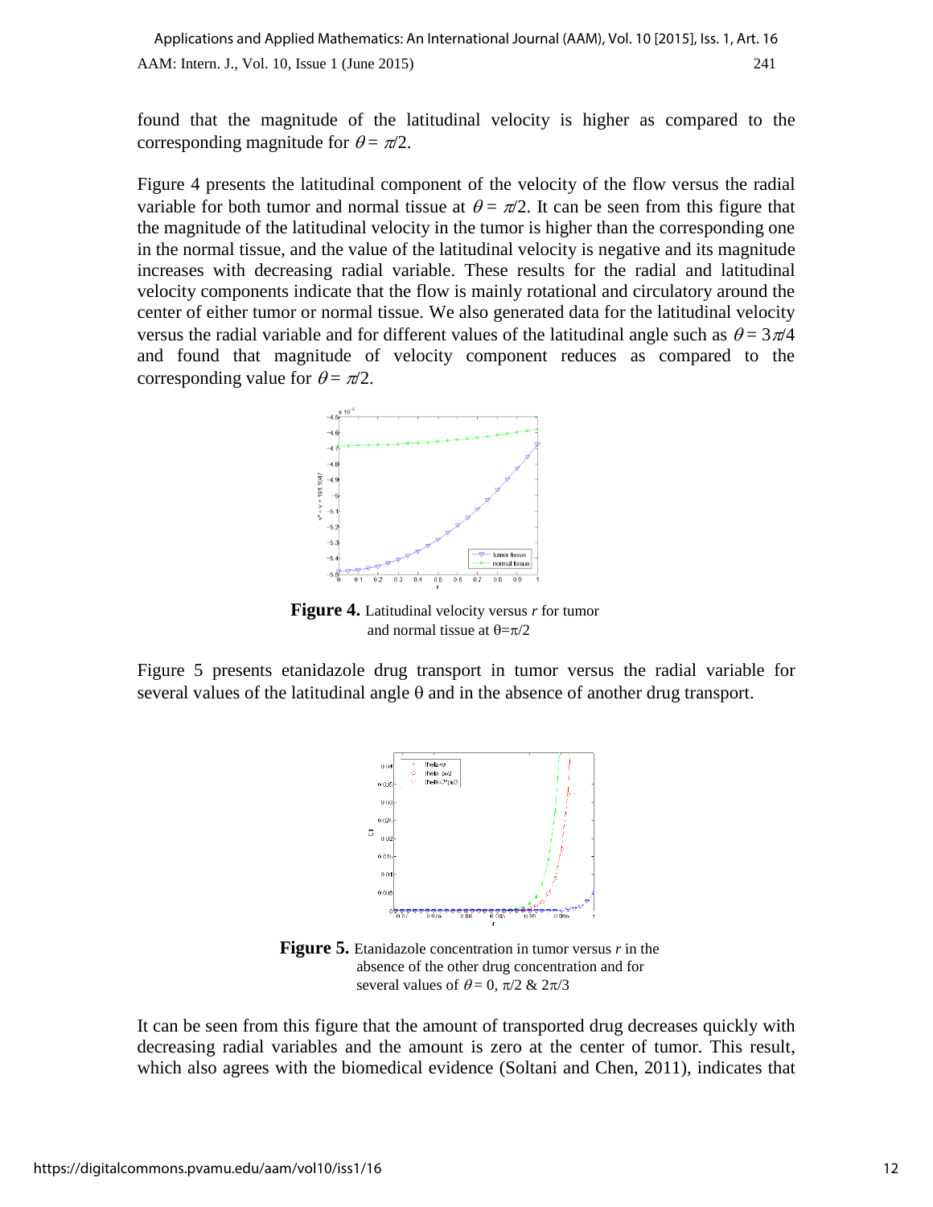found that the magnitude of the latitudinal velocity is higher as compared to the corresponding magnitude for $\theta = \pi/2$.

Figure 4 presents the latitudinal component of the velocity of the flow versus the radial variable for both tumor and normal tissue at $\theta = \pi/2$. It can be seen from this figure that the magnitude of the latitudinal velocity in the tumor is higher than the corresponding one in the normal tissue, and the value of the latitudinal velocity is negative and its magnitude increases with decreasing radial variable. These results for the radial and latitudinal velocity components indicate that the flow is mainly rotational and circulatory around the center of either tumor or normal tissue. We also generated data for the latitudinal velocity versus the radial variable and for different values of the latitudinal angle such as $\theta = 3\pi/4$ and found that magnitude of velocity component reduces as compared to the corresponding value for $\theta = \pi/2$.

**Figure 4.** Latitudinal velocity versus $r$ for tumor and normal tissue at $\theta=\pi/2$

Figure 5 presents etanidazole drug transport in tumor versus the radial variable for several values of the latitudinal angle θ and in the absence of another drug transport.

**Figure 5.** Etanidazole concentration in tumor versus $r$ in the absence of the other drug concentration and for several values of $\theta = 0$, $\pi/2$ & $2\pi/3$

It can be seen from this figure that the amount of transported drug decreases quickly with decreasing radial variables and the amount is zero at the center of tumor. This result, which also agrees with the biomedical evidence (Soltani and Chen, 2011), indicates that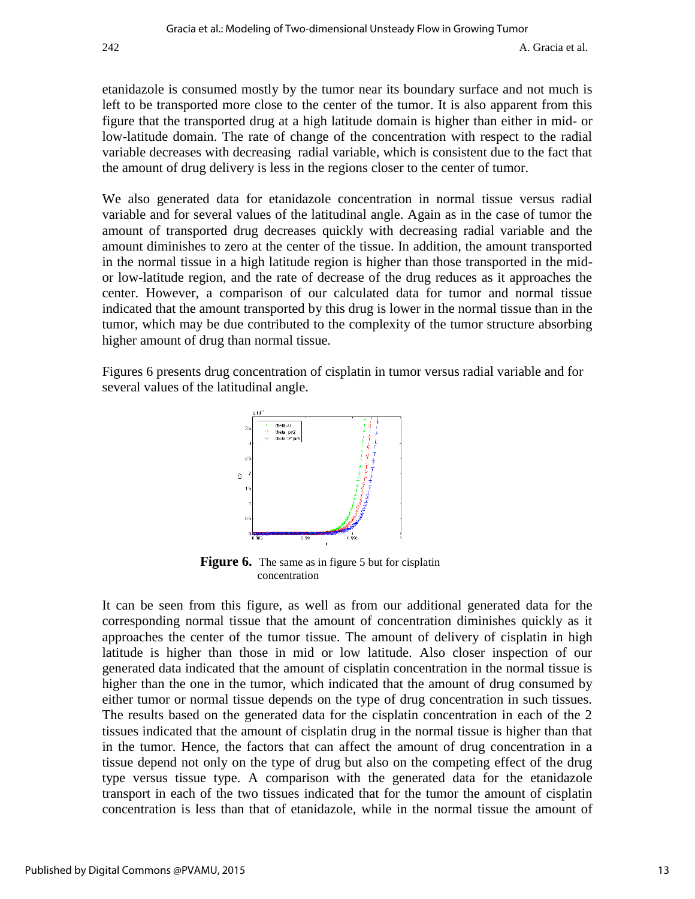etanidazole is consumed mostly by the tumor near its boundary surface and not much is left to be transported more close to the center of the tumor. It is also apparent from this figure that the transported drug at a high latitude domain is higher than either in mid- or low-latitude domain. The rate of change of the concentration with respect to the radial variable decreases with decreasing radial variable, which is consistent due to the fact that the amount of drug delivery is less in the regions closer to the center of tumor.

We also generated data for etanidazole concentration in normal tissue versus radial variable and for several values of the latitudinal angle. Again as in the case of tumor the amount of transported drug decreases quickly with decreasing radial variable and the amount diminishes to zero at the center of the tissue. In addition, the amount transported in the normal tissue in a high latitude region is higher than those transported in the mid- or low-latitude region, and the rate of decrease of the drug reduces as it approaches the center. However, a comparison of our calculated data for tumor and normal tissue indicated that the amount transported by this drug is lower in the normal tissue than in the tumor, which may be due contributed to the complexity of the tumor structure absorbing higher amount of drug than normal tissue.

Figures 6 presents drug concentration of cisplatin in tumor versus radial variable and for several values of the latitudinal angle.

**Figure 6.** The same as in figure 5 but for cisplatin concentration

It can be seen from this figure, as well as from our additional generated data for the corresponding normal tissue that the amount of concentration diminishes quickly as it approaches the center of the tumor tissue. The amount of delivery of cisplatin in high latitude is higher than those in mid or low latitude. Also closer inspection of our generated data indicated that the amount of cisplatin concentration in the normal tissue is higher than the one in the tumor, which indicated that the amount of drug consumed by either tumor or normal tissue depends on the type of drug concentration in such tissues. The results based on the generated data for the cisplatin concentration in each of the 2 tissues indicated that the amount of cisplatin drug in the normal tissue is higher than that in the tumor. Hence, the factors that can affect the amount of drug concentration in a tissue depend not only on the type of drug but also on the competing effect of the drug type versus tissue type. A comparison with the generated data for the etanidazole transport in each of the two tissues indicated that for the tumor the amount of cisplatin concentration is less than that of etanidazole, while in the normal tissue the amount of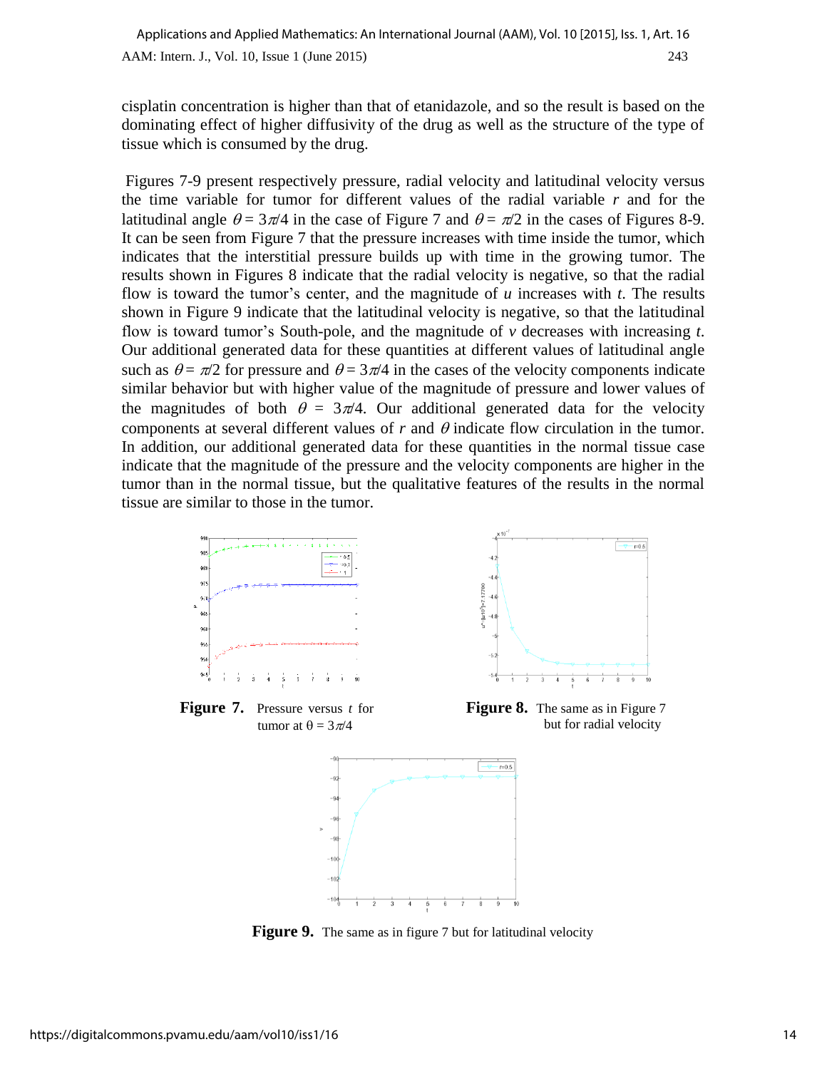cisplatin concentration is higher than that of etanidazole, and so the result is based on the dominating effect of higher diffusivity of the drug as well as the structure of the type of tissue which is consumed by the drug.

Figures 7-9 present respectively pressure, radial velocity and latitudinal velocity versus the time variable for tumor for different values of the radial variable $r$ and for the latitudinal angle $\theta = 3\pi/4$ in the case of Figure 7 and $\theta = \pi/2$ in the cases of Figures 8-9. It can be seen from Figure 7 that the pressure increases with time inside the tumor, which indicates that the interstitial pressure builds up with time in the growing tumor. The results shown in Figures 8 indicate that the radial velocity is negative, so that the radial flow is toward the tumor's center, and the magnitude of $u$ increases with $t$. The results shown in Figure 9 indicate that the latitudinal velocity is negative, so that the latitudinal flow is toward tumor's South-pole, and the magnitude of $v$ decreases with increasing $t$. Our additional generated data for these quantities at different values of latitudinal angle such as $\theta = \pi/2$ for pressure and $\theta = 3\pi/4$ in the cases of the velocity components indicate similar behavior but with higher value of the magnitude of pressure and lower values of the magnitudes of both $\theta = 3\pi/4$. Our additional generated data for the velocity components at several different values of $r$ and $\theta$ indicate flow circulation in the tumor. In addition, our additional generated data for these quantities in the normal tissue case indicate that the magnitude of the pressure and the velocity components are higher in the tumor than in the normal tissue, but the qualitative features of the results in the normal tissue are similar to those in the tumor.

**Figure 7.** Pressure versus $t$ for tumor at $\theta = 3\pi/4$

**Figure 8.** The same as in Figure 7 but for radial velocity

**Figure 9.** The same as in figure 7 but for latitudinal velocity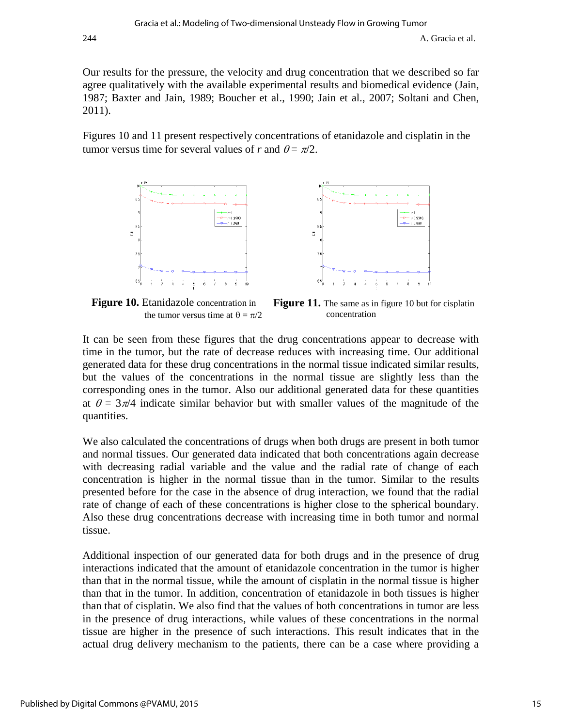Our results for the pressure, the velocity and drug concentration that we described so far agree qualitatively with the available experimental results and biomedical evidence (Jain, 1987; Baxter and Jain, 1989; Boucher et al., 1990; Jain et al., 2007; Soltani and Chen, 2011).

Figures 10 and 11 present respectively concentrations of etanidazole and cisplatin in the tumor versus time for several values of $r$ and $\theta = \pi/2$.

**Figure 10.** Etanidazole concentration in the tumor versus time at $\theta = \pi/2$

**Figure 11.** The same as in figure 10 but for cisplatin concentration

It can be seen from these figures that the drug concentrations appear to decrease with time in the tumor, but the rate of decrease reduces with increasing time. Our additional generated data for these drug concentrations in the normal tissue indicated similar results, but the values of the concentrations in the normal tissue are slightly less than the corresponding ones in the tumor. Also our additional generated data for these quantities at $\theta = 3\pi/4$ indicate similar behavior but with smaller values of the magnitude of the quantities.

We also calculated the concentrations of drugs when both drugs are present in both tumor and normal tissues. Our generated data indicated that both concentrations again decrease with decreasing radial variable and the value and the radial rate of change of each concentration is higher in the normal tissue than in the tumor. Similar to the results presented before for the case in the absence of drug interaction, we found that the radial rate of change of each of these concentrations is higher close to the spherical boundary. Also these drug concentrations decrease with increasing time in both tumor and normal tissue.

Additional inspection of our generated data for both drugs and in the presence of drug interactions indicated that the amount of etanidazole concentration in the tumor is higher than that in the normal tissue, while the amount of cisplatin in the normal tissue is higher than that in the tumor. In addition, concentration of etanidazole in both tissues is higher than that of cisplatin. We also find that the values of both concentrations in tumor are less in the presence of drug interactions, while values of these concentrations in the normal tissue are higher in the presence of such interactions. This result indicates that in the actual drug delivery mechanism to the patients, there can be a case where providing a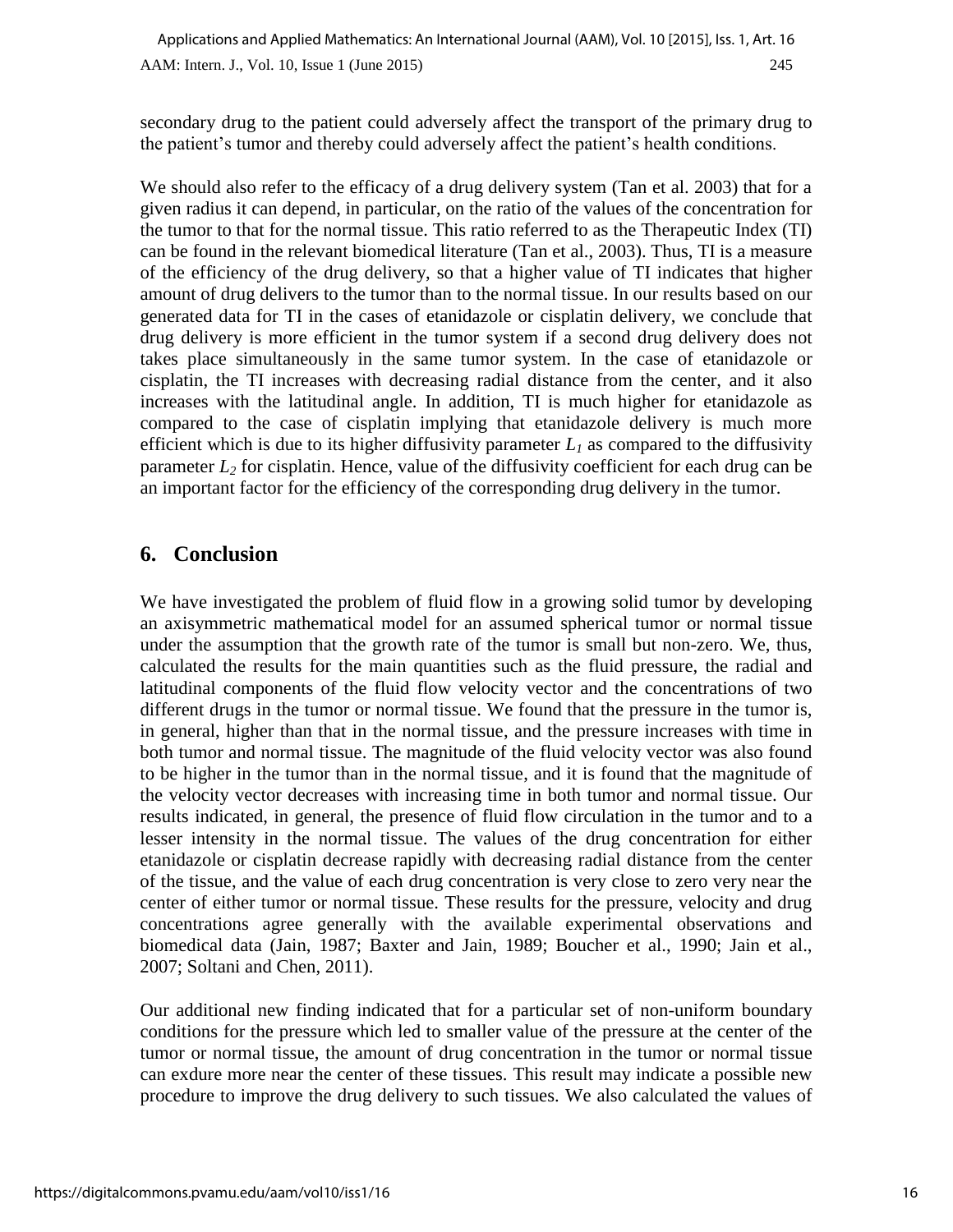secondary drug to the patient could adversely affect the transport of the primary drug to the patient's tumor and thereby could adversely affect the patient's health conditions.

We should also refer to the efficacy of a drug delivery system (Tan et al. 2003) that for a given radius it can depend, in particular, on the ratio of the values of the concentration for the tumor to that for the normal tissue. This ratio referred to as the Therapeutic Index (TI) can be found in the relevant biomedical literature (Tan et al., 2003). Thus, TI is a measure of the efficiency of the drug delivery, so that a higher value of TI indicates that higher amount of drug delivers to the tumor than to the normal tissue. In our results based on our generated data for TI in the cases of etanidazole or cisplatin delivery, we conclude that drug delivery is more efficient in the tumor system if a second drug delivery does not takes place simultaneously in the same tumor system. In the case of etanidazole or cisplatin, the TI increases with decreasing radial distance from the center, and it also increases with the latitudinal angle. In addition, TI is much higher for etanidazole as compared to the case of cisplatin implying that etanidazole delivery is much more efficient which is due to its higher diffusivity parameter $L_1$ as compared to the diffusivity parameter $L_2$ for cisplatin. Hence, value of the diffusivity coefficient for each drug can be an important factor for the efficiency of the corresponding drug delivery in the tumor.

## 6. Conclusion

We have investigated the problem of fluid flow in a growing solid tumor by developing an axisymmetric mathematical model for an assumed spherical tumor or normal tissue under the assumption that the growth rate of the tumor is small but non-zero. We, thus, calculated the results for the main quantities such as the fluid pressure, the radial and latitudinal components of the fluid flow velocity vector and the concentrations of two different drugs in the tumor or normal tissue. We found that the pressure in the tumor is, in general, higher than that in the normal tissue, and the pressure increases with time in both tumor and normal tissue. The magnitude of the fluid velocity vector was also found to be higher in the tumor than in the normal tissue, and it is found that the magnitude of the velocity vector decreases with increasing time in both tumor and normal tissue. Our results indicated, in general, the presence of fluid flow circulation in the tumor and to a lesser intensity in the normal tissue. The values of the drug concentration for either etanidazole or cisplatin decrease rapidly with decreasing radial distance from the center of the tissue, and the value of each drug concentration is very close to zero very near the center of either tumor or normal tissue. These results for the pressure, velocity and drug concentrations agree generally with the available experimental observations and biomedical data (Jain, 1987; Baxter and Jain, 1989; Boucher et al., 1990; Jain et al., 2007; Soltani and Chen, 2011).

Our additional new finding indicated that for a particular set of non-uniform boundary conditions for the pressure which led to smaller value of the pressure at the center of the tumor or normal tissue, the amount of drug concentration in the tumor or normal tissue can exdure more near the center of these tissues. This result may indicate a possible new procedure to improve the drug delivery to such tissues. We also calculated the values of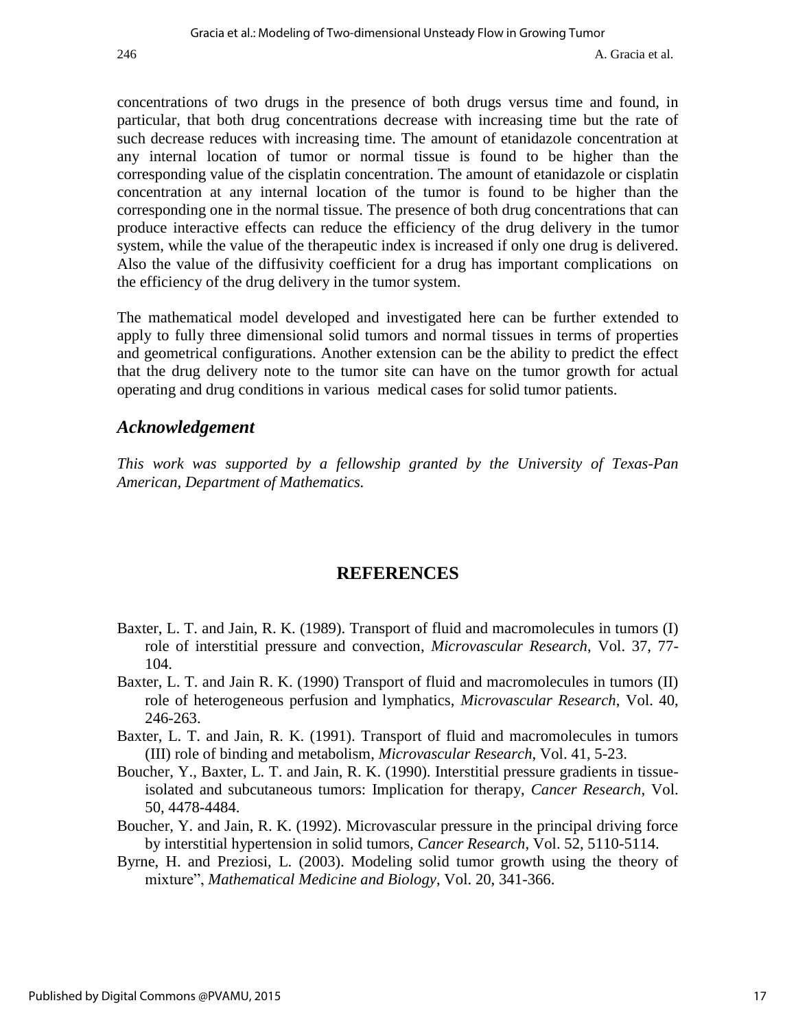concentrations of two drugs in the presence of both drugs versus time and found, in particular, that both drug concentrations decrease with increasing time but the rate of such decrease reduces with increasing time. The amount of etanidazole concentration at any internal location of tumor or normal tissue is found to be higher than the corresponding value of the cisplatin concentration. The amount of etanidazole or cisplatin concentration at any internal location of the tumor is found to be higher than the corresponding one in the normal tissue. The presence of both drug concentrations that can produce interactive effects can reduce the efficiency of the drug delivery in the tumor system, while the value of the therapeutic index is increased if only one drug is delivered. Also the value of the diffusivity coefficient for a drug has important complications on the efficiency of the drug delivery in the tumor system.

The mathematical model developed and investigated here can be further extended to apply to fully three dimensional solid tumors and normal tissues in terms of properties and geometrical configurations. Another extension can be the ability to predict the effect that the drug delivery note to the tumor site can have on the tumor growth for actual operating and drug conditions in various medical cases for solid tumor patients.

## *Acknowledgement*

*This work was supported by a fellowship granted by the University of Texas-Pan American, Department of Mathematics.*

## REFERENCES

Baxter, L. T. and Jain, R. K. (1989). Transport of fluid and macromolecules in tumors (I) role of interstitial pressure and convection, *Microvascular Research*, Vol. 37, 77-104.

Baxter, L. T. and Jain R. K. (1990) Transport of fluid and macromolecules in tumors (II) role of heterogeneous perfusion and lymphatics, *Microvascular Research*, Vol. 40, 246-263.

Baxter, L. T. and Jain, R. K. (1991). Transport of fluid and macromolecules in tumors (III) role of binding and metabolism, *Microvascular Research*, Vol. 41, 5-23.

Boucher, Y., Baxter, L. T. and Jain, R. K. (1990). Interstitial pressure gradients in tissue-isolated and subcutaneous tumors: Implication for therapy, *Cancer Research*, Vol. 50, 4478-4484.

Boucher, Y. and Jain, R. K. (1992). Microvascular pressure in the principal driving force by interstitial hypertension in solid tumors, *Cancer Research*, Vol. 52, 5110-5114.

Byrne, H. and Preziosi, L. (2003). Modeling solid tumor growth using the theory of mixture", *Mathematical Medicine and Biology*, Vol. 20, 341-366.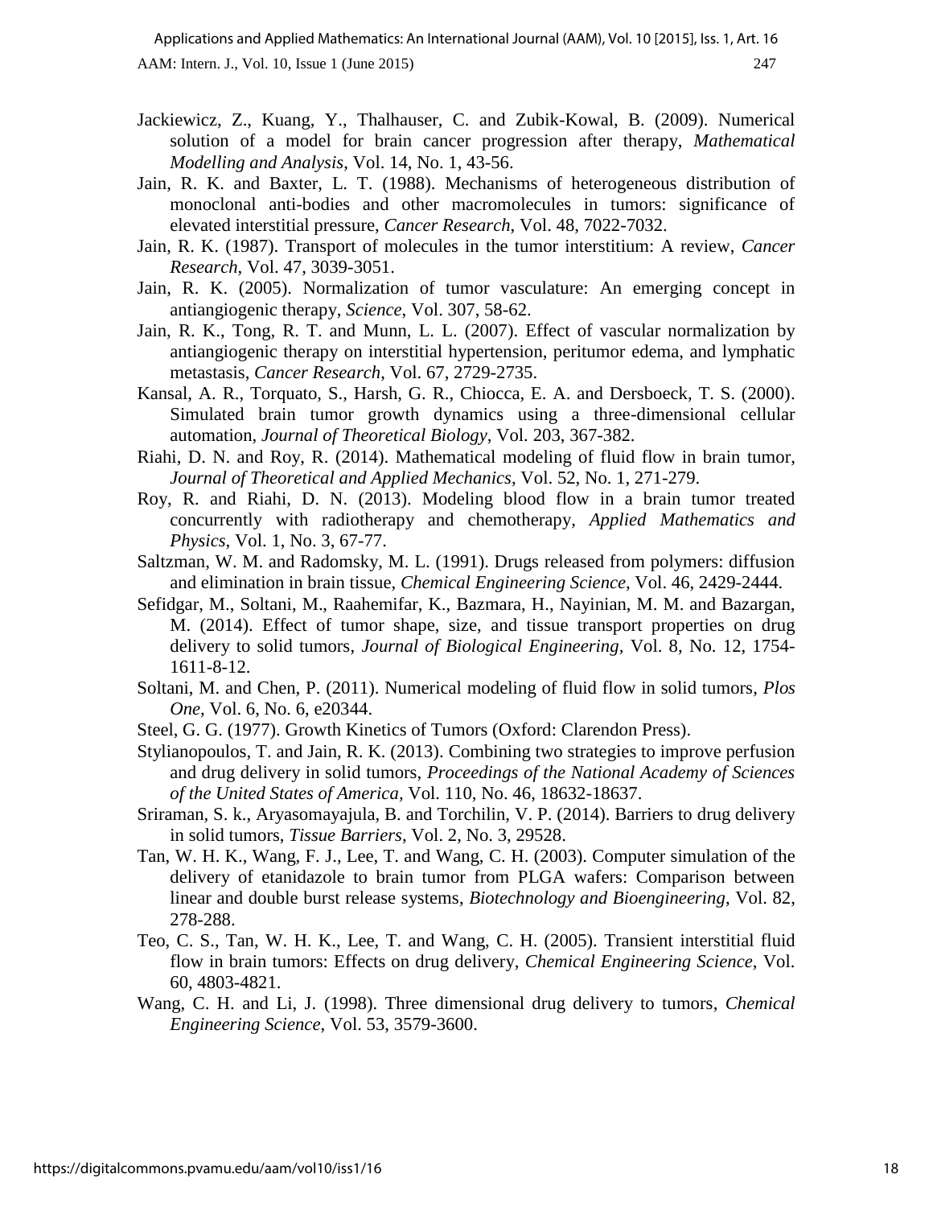Jackiewicz, Z., Kuang, Y., Thalhauser, C. and Zubik-Kowal, B. (2009). Numerical solution of a model for brain cancer progression after therapy, *Mathematical Modelling and Analysis*, Vol. 14, No. 1, 43-56.

Jain, R. K. and Baxter, L. T. (1988). Mechanisms of heterogeneous distribution of monoclonal anti-bodies and other macromolecules in tumors: significance of elevated interstitial pressure, *Cancer Research*, Vol. 48, 7022-7032.

Jain, R. K. (1987). Transport of molecules in the tumor interstitium: A review, *Cancer Research*, Vol. 47, 3039-3051.

Jain, R. K. (2005). Normalization of tumor vasculature: An emerging concept in antiangiogenic therapy, *Science*, Vol. 307, 58-62.

Jain, R. K., Tong, R. T. and Munn, L. L. (2007). Effect of vascular normalization by antiangiogenic therapy on interstitial hypertension, peritumor edema, and lymphatic metastasis, *Cancer Research*, Vol. 67, 2729-2735.

Kansal, A. R., Torquato, S., Harsh, G. R., Chiocca, E. A. and Dersboeck, T. S. (2000). Simulated brain tumor growth dynamics using a three-dimensional cellular automation, *Journal of Theoretical Biology*, Vol. 203, 367-382.

Riahi, D. N. and Roy, R. (2014). Mathematical modeling of fluid flow in brain tumor, *Journal of Theoretical and Applied Mechanics*, Vol. 52, No. 1, 271-279.

Roy, R. and Riahi, D. N. (2013). Modeling blood flow in a brain tumor treated concurrently with radiotherapy and chemotherapy, *Applied Mathematics and Physics*, Vol. 1, No. 3, 67-77.

Saltzman, W. M. and Radomsky, M. L. (1991). Drugs released from polymers: diffusion and elimination in brain tissue, *Chemical Engineering Science*, Vol. 46, 2429-2444.

Sefidgar, M., Soltani, M., Raahemifar, K., Bazmara, H., Nayinian, M. M. and Bazargan, M. (2014). Effect of tumor shape, size, and tissue transport properties on drug delivery to solid tumors, *Journal of Biological Engineering*, Vol. 8, No. 12, 1754-1611-8-12.

Soltani, M. and Chen, P. (2011). Numerical modeling of fluid flow in solid tumors, *Plos One*, Vol. 6, No. 6, e20344.

Steel, G. G. (1977). Growth Kinetics of Tumors (Oxford: Clarendon Press).

Stylianopoulos, T. and Jain, R. K. (2013). Combining two strategies to improve perfusion and drug delivery in solid tumors, *Proceedings of the National Academy of Sciences of the United States of America*, Vol. 110, No. 46, 18632-18637.

Sriraman, S. k., Aryasomayajula, B. and Torchilin, V. P. (2014). Barriers to drug delivery in solid tumors, *Tissue Barriers*, Vol. 2, No. 3, 29528.

Tan, W. H. K., Wang, F. J., Lee, T. and Wang, C. H. (2003). Computer simulation of the delivery of etanidazole to brain tumor from PLGA wafers: Comparison between linear and double burst release systems, *Biotechnology and Bioengineering*, Vol. 82, 278-288.

Teo, C. S., Tan, W. H. K., Lee, T. and Wang, C. H. (2005). Transient interstitial fluid flow in brain tumors: Effects on drug delivery, *Chemical Engineering Science*, Vol. 60, 4803-4821.

Wang, C. H. and Li, J. (1998). Three dimensional drug delivery to tumors, *Chemical Engineering Science*, Vol. 53, 3579-3600.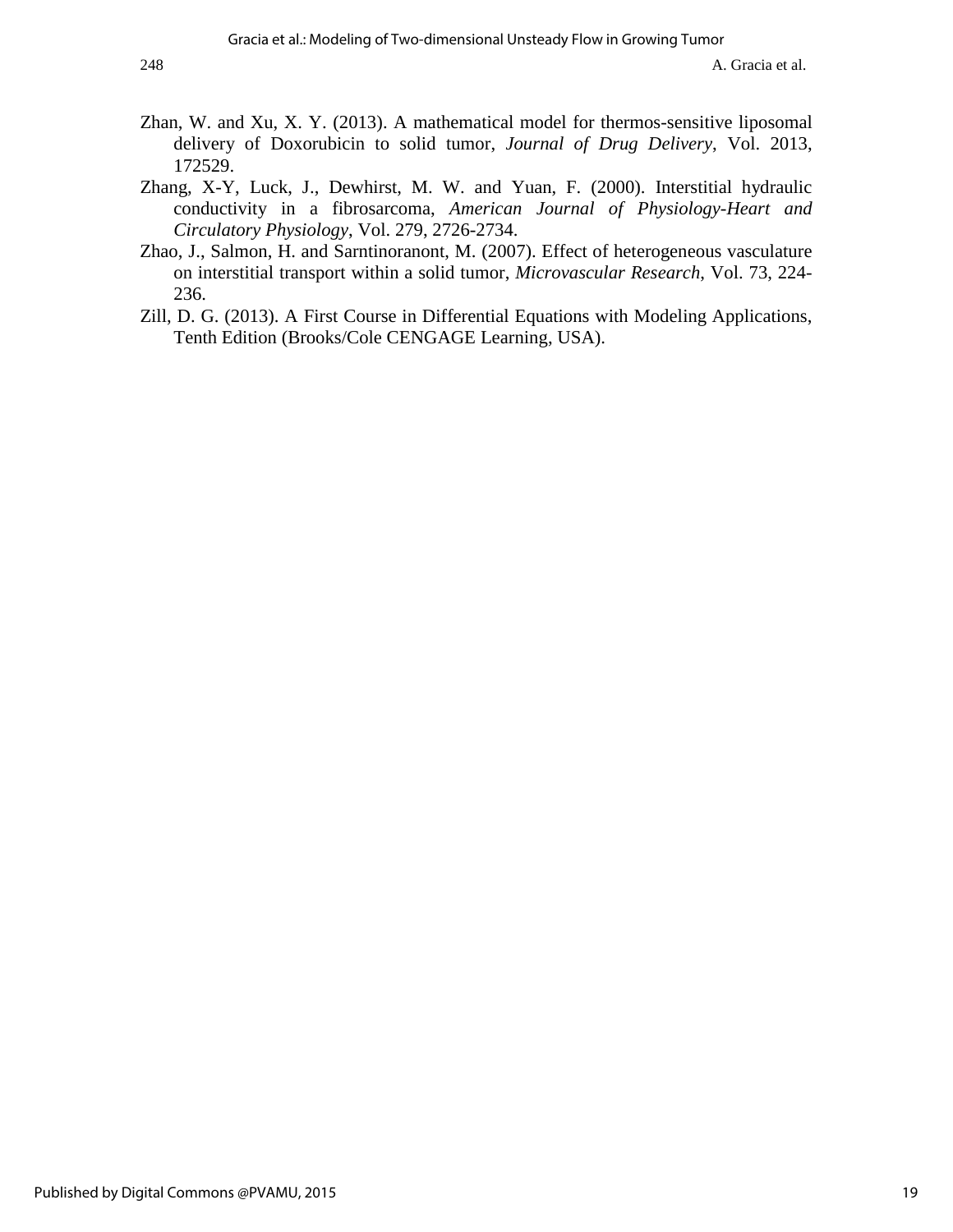Zhan, W. and Xu, X. Y. (2013). A mathematical model for thermos-sensitive liposomal delivery of Doxorubicin to solid tumor, *Journal of Drug Delivery*, Vol. 2013, 172529.

Zhang, X-Y, Luck, J., Dewhirst, M. W. and Yuan, F. (2000). Interstitial hydraulic conductivity in a fibrosarcoma, *American Journal of Physiology-Heart and Circulatory Physiology*, Vol. 279, 2726-2734.

Zhao, J., Salmon, H. and Sarntinoranont, M. (2007). Effect of heterogeneous vasculature on interstitial transport within a solid tumor, *Microvascular Research*, Vol. 73, 224-236.

Zill, D. G. (2013). A First Course in Differential Equations with Modeling Applications, Tenth Edition (Brooks/Cole CENGAGE Learning, USA).